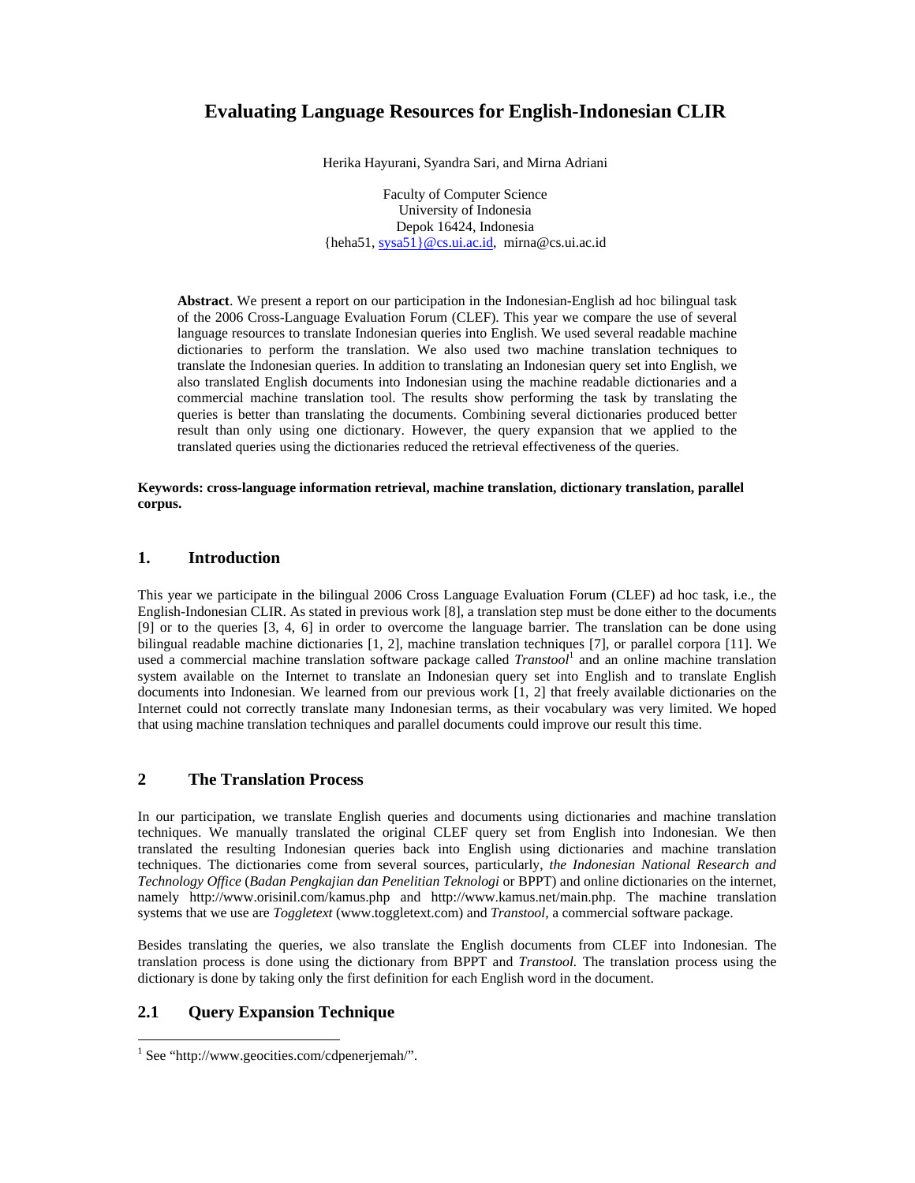# Evaluating Language Resources for English-Indonesian CLIR

Herika Hayurani, Syandra Sari, and Mirna Adriani

Faculty of Computer Science
University of Indonesia
Depok 16424, Indonesia
{heha51, sysa51}@cs.ui.ac.id, mirna@cs.ui.ac.id

**Abstract**. We present a report on our participation in the Indonesian-English ad hoc bilingual task of the 2006 Cross-Language Evaluation Forum (CLEF). This year we compare the use of several language resources to translate Indonesian queries into English. We used several readable machine dictionaries to perform the translation. We also used two machine translation techniques to translate the Indonesian queries. In addition to translating an Indonesian query set into English, we also translated English documents into Indonesian using the machine readable dictionaries and a commercial machine translation tool. The results show performing the task by translating the queries is better than translating the documents. Combining several dictionaries produced better result than only using one dictionary. However, the query expansion that we applied to the translated queries using the dictionaries reduced the retrieval effectiveness of the queries.

**Keywords: cross-language information retrieval, machine translation, dictionary translation, parallel corpus.**

## 1. Introduction

This year we participate in the bilingual 2006 Cross Language Evaluation Forum (CLEF) ad hoc task, i.e., the English-Indonesian CLIR. As stated in previous work [8], a translation step must be done either to the documents [9] or to the queries [3, 4, 6] in order to overcome the language barrier. The translation can be done using bilingual readable machine dictionaries [1, 2], machine translation techniques [7], or parallel corpora [11]. We used a commercial machine translation software package called *Transtool*[1] and an online machine translation system available on the Internet to translate an Indonesian query set into English and to translate English documents into Indonesian. We learned from our previous work [1, 2] that freely available dictionaries on the Internet could not correctly translate many Indonesian terms, as their vocabulary was very limited. We hoped that using machine translation techniques and parallel documents could improve our result this time.

## 2 The Translation Process

In our participation, we translate English queries and documents using dictionaries and machine translation techniques. We manually translated the original CLEF query set from English into Indonesian. We then translated the resulting Indonesian queries back into English using dictionaries and machine translation techniques. The dictionaries come from several sources, particularly, *the Indonesian National Research and Technology Office* (*Badan Pengkajian dan Penelitian Teknologi* or BPPT) and online dictionaries on the internet, namely http://www.orisinil.com/kamus.php and http://www.kamus.net/main.php. The machine translation systems that we use are *Toggletext* (www.toggletext.com) and *Transtool*, a commercial software package.

Besides translating the queries, we also translate the English documents from CLEF into Indonesian. The translation process is done using the dictionary from BPPT and *Transtool.* The translation process using the dictionary is done by taking only the first definition for each English word in the document.

### 2.1 Query Expansion Technique

[1] See "http://www.geocities.com/cdpenerjemah/".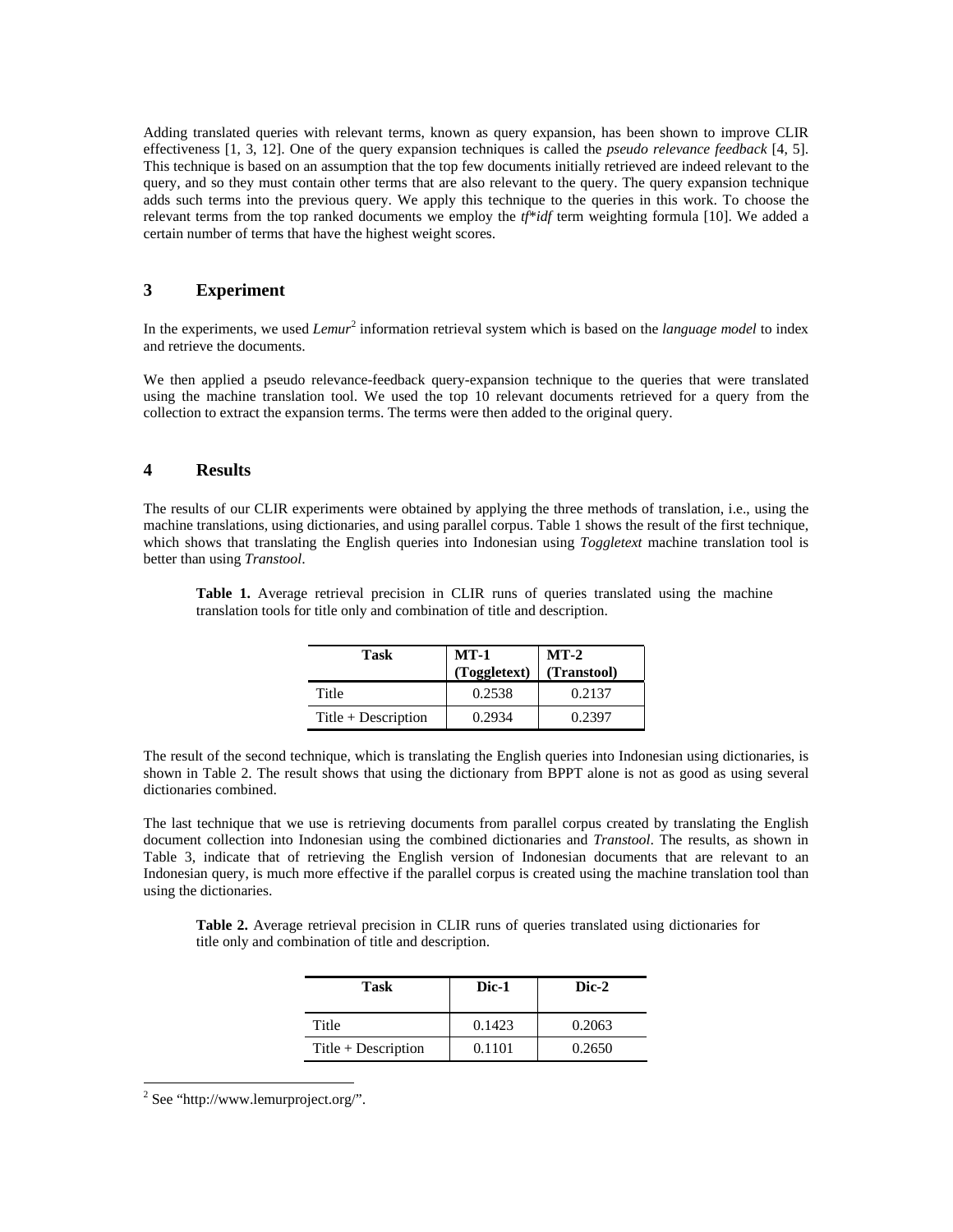Adding translated queries with relevant terms, known as query expansion, has been shown to improve CLIR effectiveness [1, 3, 12]. One of the query expansion techniques is called the *pseudo relevance feedback* [4, 5]. This technique is based on an assumption that the top few documents initially retrieved are indeed relevant to the query, and so they must contain other terms that are also relevant to the query. The query expansion technique adds such terms into the previous query. We apply this technique to the queries in this work. To choose the relevant terms from the top ranked documents we employ the *tf*\**idf* term weighting formula [10]. We added a certain number of terms that have the highest weight scores.

## 3 Experiment

In the experiments, we used *Lemur*[2] information retrieval system which is based on the *language model* to index and retrieve the documents.

We then applied a pseudo relevance-feedback query-expansion technique to the queries that were translated using the machine translation tool. We used the top 10 relevant documents retrieved for a query from the collection to extract the expansion terms. The terms were then added to the original query.

## 4 Results

The results of our CLIR experiments were obtained by applying the three methods of translation, i.e., using the machine translations, using dictionaries, and using parallel corpus. Table 1 shows the result of the first technique, which shows that translating the English queries into Indonesian using *Toggletext* machine translation tool is better than using *Transtool*.

**Table 1.** Average retrieval precision in CLIR runs of queries translated using the machine translation tools for title only and combination of title and description.

| Task | MT-1 (Toggletext) | MT-2 (Transtool) |
|---|---|---|
| Title | 0.2538 | 0.2137 |
| Title + Description | 0.2934 | 0.2397 |

The result of the second technique, which is translating the English queries into Indonesian using dictionaries, is shown in Table 2. The result shows that using the dictionary from BPPT alone is not as good as using several dictionaries combined.

The last technique that we use is retrieving documents from parallel corpus created by translating the English document collection into Indonesian using the combined dictionaries and *Transtool*. The results, as shown in Table 3, indicate that of retrieving the English version of Indonesian documents that are relevant to an Indonesian query, is much more effective if the parallel corpus is created using the machine translation tool than using the dictionaries.

**Table 2.** Average retrieval precision in CLIR runs of queries translated using dictionaries for title only and combination of title and description.

| Task | Dic-1 | Dic-2 |
|---|---|---|
| Title | 0.1423 | 0.2063 |
| Title + Description | 0.1101 | 0.2650 |

[2] See "http://www.lemurproject.org/".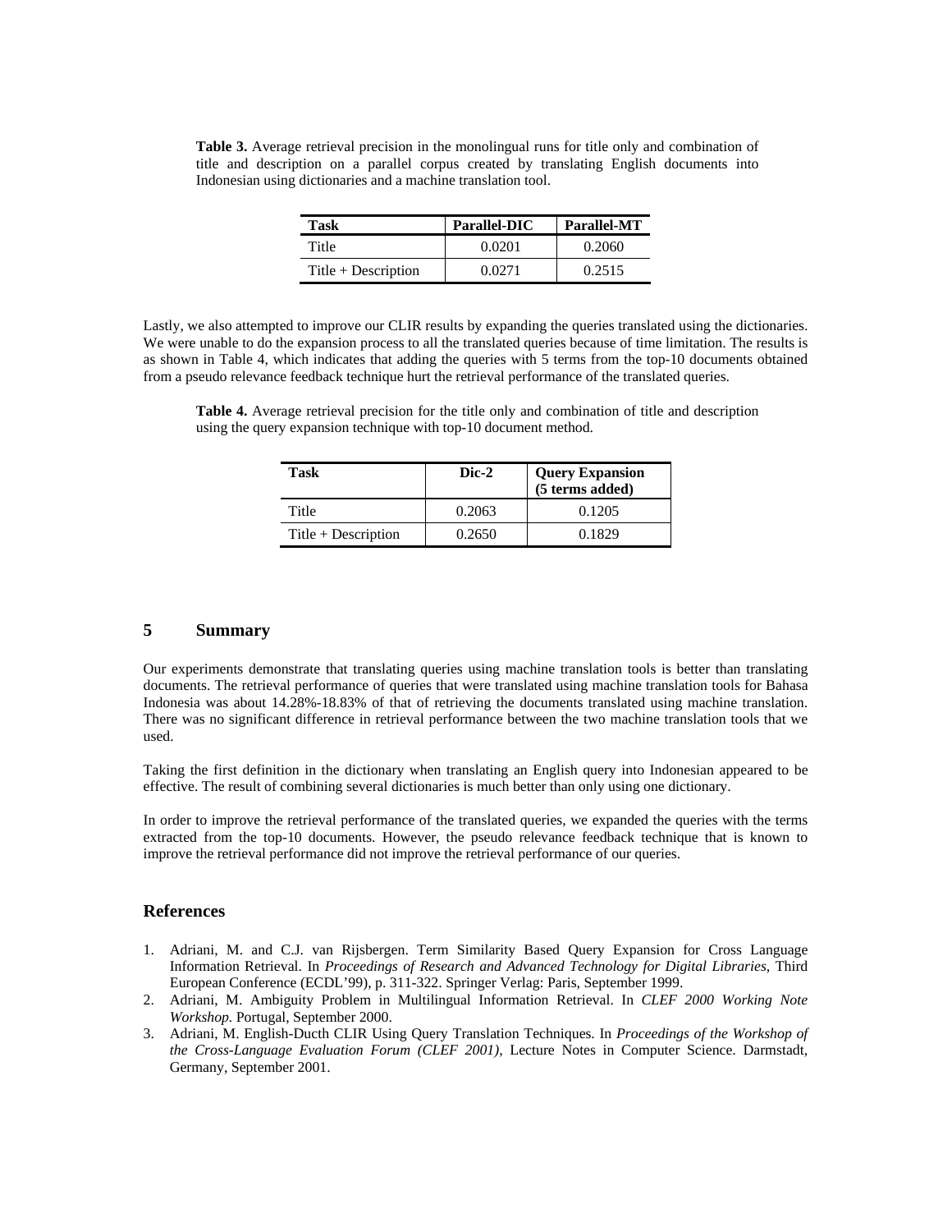**Table 3.** Average retrieval precision in the monolingual runs for title only and combination of title and description on a parallel corpus created by translating English documents into Indonesian using dictionaries and a machine translation tool.

| Task | Parallel-DIC | Parallel-MT |
|---|---|---|
| Title | 0.0201 | 0.2060 |
| Title + Description | 0.0271 | 0.2515 |

Lastly, we also attempted to improve our CLIR results by expanding the queries translated using the dictionaries. We were unable to do the expansion process to all the translated queries because of time limitation. The results is as shown in Table 4, which indicates that adding the queries with 5 terms from the top-10 documents obtained from a pseudo relevance feedback technique hurt the retrieval performance of the translated queries.

**Table 4.** Average retrieval precision for the title only and combination of title and description using the query expansion technique with top-10 document method.

| Task | Dic-2 | Query Expansion (5 terms added) |
|---|---|---|
| Title | 0.2063 | 0.1205 |
| Title + Description | 0.2650 | 0.1829 |

## 5 Summary

Our experiments demonstrate that translating queries using machine translation tools is better than translating documents. The retrieval performance of queries that were translated using machine translation tools for Bahasa Indonesia was about 14.28%-18.83% of that of retrieving the documents translated using machine translation. There was no significant difference in retrieval performance between the two machine translation tools that we used.

Taking the first definition in the dictionary when translating an English query into Indonesian appeared to be effective. The result of combining several dictionaries is much better than only using one dictionary.

In order to improve the retrieval performance of the translated queries, we expanded the queries with the terms extracted from the top-10 documents. However, the pseudo relevance feedback technique that is known to improve the retrieval performance did not improve the retrieval performance of our queries.

## References

1. Adriani, M. and C.J. van Rijsbergen. Term Similarity Based Query Expansion for Cross Language Information Retrieval. In *Proceedings of Research and Advanced Technology for Digital Libraries*, Third European Conference (ECDL'99), p. 311-322. Springer Verlag: Paris, September 1999.
2. Adriani, M. Ambiguity Problem in Multilingual Information Retrieval. In *CLEF 2000 Working Note Workshop.* Portugal, September 2000.
3. Adriani, M. English-Ducth CLIR Using Query Translation Techniques. In *Proceedings of the Workshop of the Cross-Language Evaluation Forum (CLEF 2001)*, Lecture Notes in Computer Science. Darmstadt, Germany, September 2001.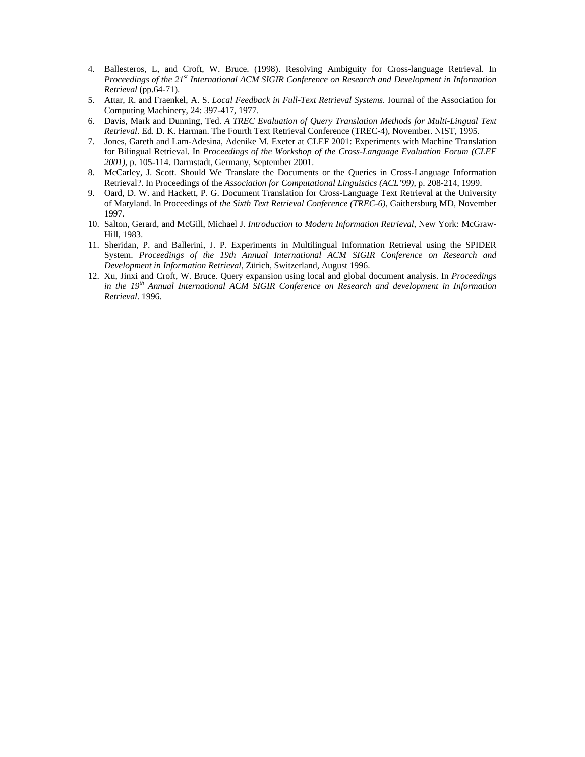4. Ballesteros, L, and Croft, W. Bruce. (1998). Resolving Ambiguity for Cross-language Retrieval. In *Proceedings of the 21st International ACM SIGIR Conference on Research and Development in Information Retrieval* (pp.64-71).
5. Attar, R. and Fraenkel, A. S. *Local Feedback in Full-Text Retrieval Systems*. Journal of the Association for Computing Machinery, 24: 397-417, 1977.
6. Davis, Mark and Dunning, Ted. *A TREC Evaluation of Query Translation Methods for Multi-Lingual Text Retrieval*. Ed. D. K. Harman. The Fourth Text Retrieval Conference (TREC-4), November. NIST, 1995.
7. Jones, Gareth and Lam-Adesina, Adenike M. Exeter at CLEF 2001: Experiments with Machine Translation for Bilingual Retrieval. In *Proceedings of the Workshop of the Cross-Language Evaluation Forum (CLEF 2001)*, p. 105-114. Darmstadt, Germany, September 2001.
8. McCarley, J. Scott. Should We Translate the Documents or the Queries in Cross-Language Information Retrieval?. In Proceedings of the *Association for Computational Linguistics (ACL'99)*, p. 208-214, 1999.
9. Oard, D. W. and Hackett, P. G. Document Translation for Cross-Language Text Retrieval at the University of Maryland. In Proceedings of *the Sixth Text Retrieval Conference (TREC-6)*, Gaithersburg MD, November 1997.
10. Salton, Gerard, and McGill, Michael J. *Introduction to Modern Information Retrieval*, New York: McGraw-Hill, 1983.
11. Sheridan, P. and Ballerini, J. P. Experiments in Multilingual Information Retrieval using the SPIDER System. *Proceedings of the 19th Annual International ACM SIGIR Conference on Research and Development in Information Retrieval*, Zürich, Switzerland, August 1996.
12. Xu, Jinxi and Croft, W. Bruce. Query expansion using local and global document analysis. In *Proceedings in the 19th Annual International ACM SIGIR Conference on Research and development in Information Retrieval*. 1996.